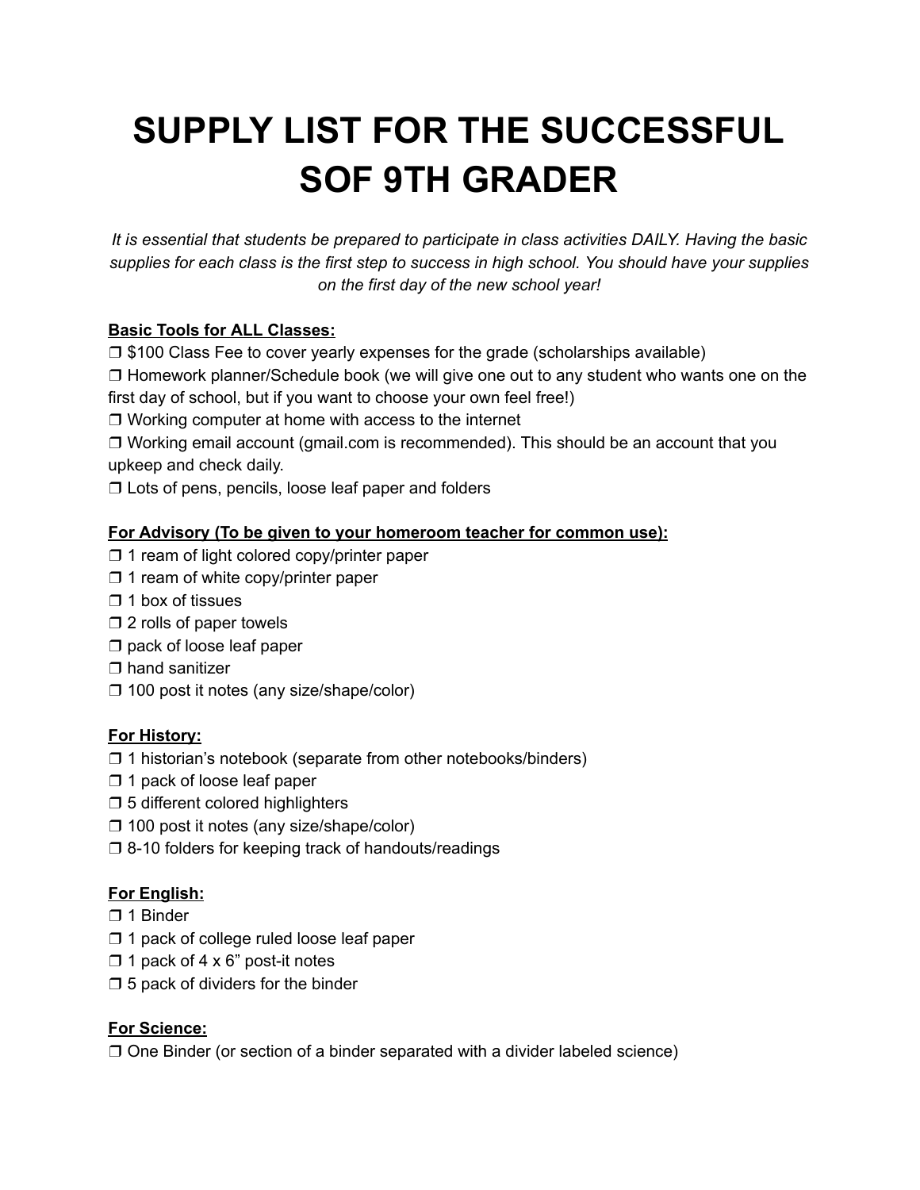# SUPPLY LIST FOR THE SUCCESSFUL SOF 9TH GRADER

*It is essential that students be prepared to participate in class activities DAILY. Having the basic supplies for each class is the first step to success in high school. You should have your supplies on the first day of the new school year!*

**<u>Basic Tools for ALL Classes:</u>**

- ❒ $100 Class Fee to cover yearly expenses for the grade (scholarships available)
- ❒ Homework planner/Schedule book (we will give one out to any student who wants one on the first day of school, but if you want to choose your own feel free!)
- ❒ Working computer at home with access to the internet
- ❒ Working email account (gmail.com is recommended). This should be an account that you upkeep and check daily.
- ❒ Lots of pens, pencils, loose leaf paper and folders

**<u>For Advisory (To be given to your homeroom teacher for common use):</u>**

- ❒ 1 ream of light colored copy/printer paper
- ❒ 1 ream of white copy/printer paper
- ❒ 1 box of tissues
- ❒ 2 rolls of paper towels
- ❒ pack of loose leaf paper
- ❒ hand sanitizer
- ❒ 100 post it notes (any size/shape/color)

**<u>For History:</u>**

- ❒ 1 historian's notebook (separate from other notebooks/binders)
- ❒ 1 pack of loose leaf paper
- ❒ 5 different colored highlighters
- ❒ 100 post it notes (any size/shape/color)
- ❒ 8-10 folders for keeping track of handouts/readings

**<u>For English:</u>**

- ❒ 1 Binder
- ❒ 1 pack of college ruled loose leaf paper
- ❒ 1 pack of 4 x 6" post-it notes
- ❒ 5 pack of dividers for the binder

**<u>For Science:</u>**

- ❒ One Binder (or section of a binder separated with a divider labeled science)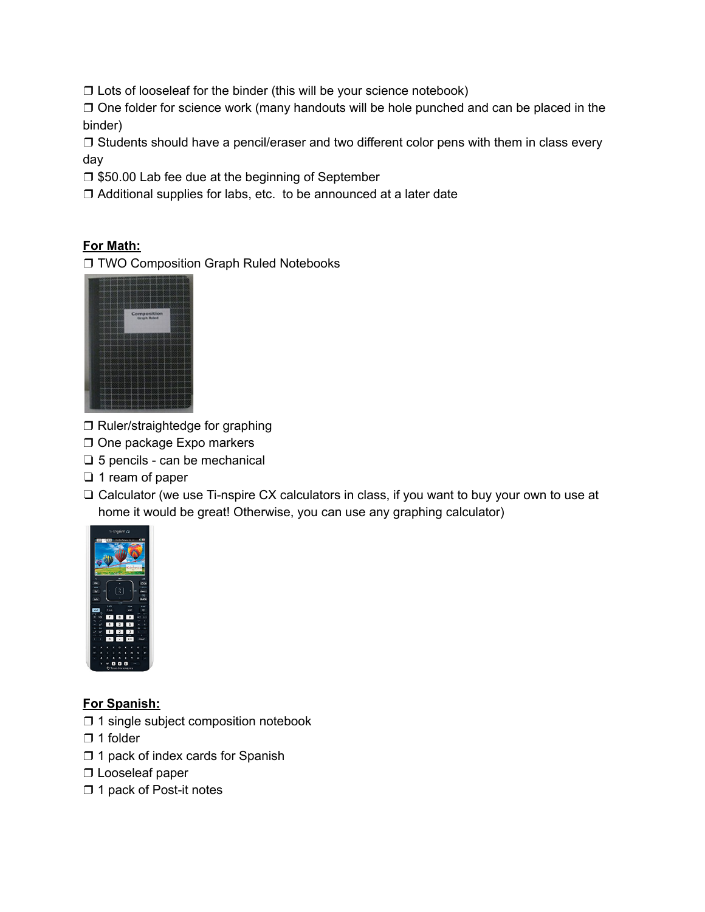- ❒ Lots of looseleaf for the binder (this will be your science notebook)
- ❒ One folder for science work (many handouts will be hole punched and can be placed in the binder)
- ❒ Students should have a pencil/eraser and two different color pens with them in class every day
- ❒ $50.00 Lab fee due at the beginning of September
- ❒ Additional supplies for labs, etc. to be announced at a later date

**For Math:**

- ❒ TWO Composition Graph Ruled Notebooks
- ❒ Ruler/straightedge for graphing
- ❒ One package Expo markers
- ❑ 5 pencils - can be mechanical
- ❑ 1 ream of paper
- ❑ Calculator (we use Ti-nspire CX calculators in class, if you want to buy your own to use at home it would be great! Otherwise, you can use any graphing calculator)

**For Spanish:**

- ❒ 1 single subject composition notebook
- ❒ 1 folder
- ❒ 1 pack of index cards for Spanish
- ❒ Looseleaf paper
- ❒ 1 pack of Post-it notes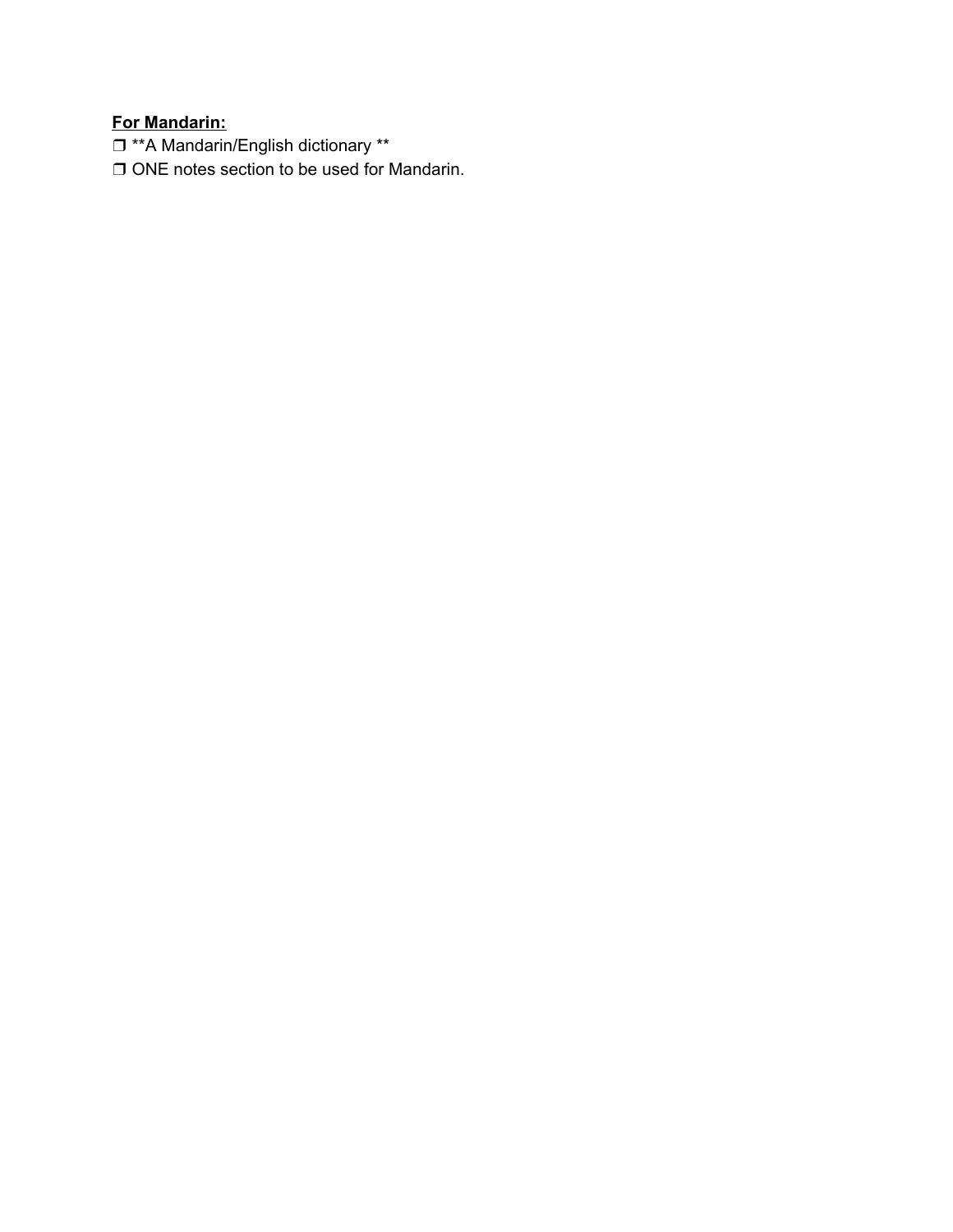**<u>For Mandarin:</u>**

❒ **A Mandarin/English dictionary **

❒ ONE notes section to be used for Mandarin.